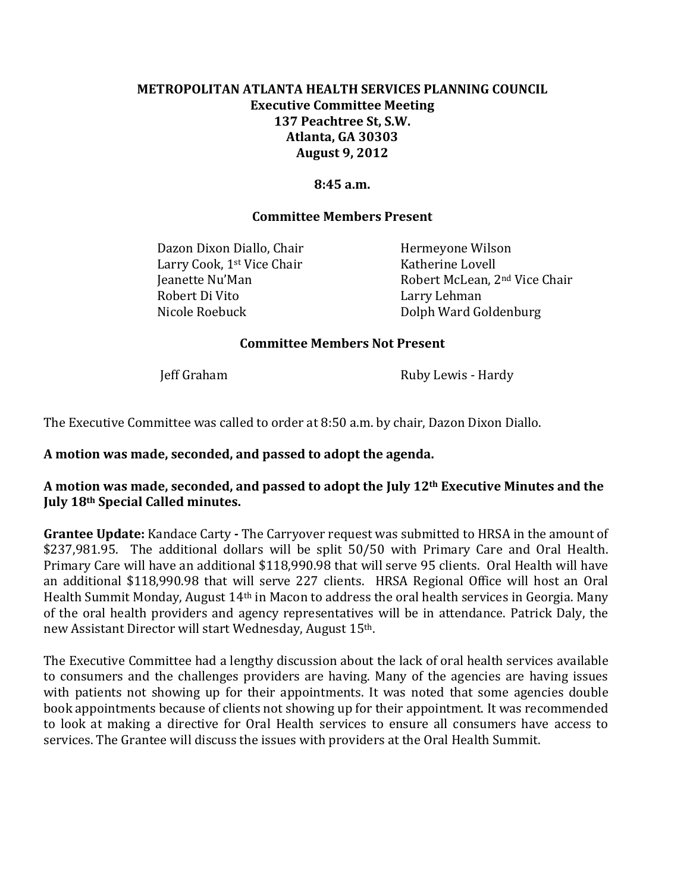**METROPOLITAN ATLANTA HEALTH SERVICES PLANNING COUNCIL**
**Executive Committee Meeting**
**137 Peachtree St, S.W.**
**Atlanta, GA 30303**
**August 9, 2012**

**8:45 a.m.**

## Committee Members Present

| | |
|---|---|
| Dazon Dixon Diallo, Chair | Hermeyone Wilson |
| Larry Cook, 1st Vice Chair | Katherine Lovell |
| Jeanette Nu'Man | Robert McLean, 2nd Vice Chair |
| Robert Di Vito | Larry Lehman |
| Nicole Roebuck | Dolph Ward Goldenburg |

## Committee Members Not Present

| | |
|---|---|
| Jeff Graham | Ruby Lewis - Hardy |

The Executive Committee was called to order at 8:50 a.m. by chair, Dazon Dixon Diallo.

**A motion was made, seconded, and passed to adopt the agenda.**

**A motion was made, seconded, and passed to adopt the July 12th Executive Minutes and the July 18th Special Called minutes.**

**Grantee Update:** Kandace Carty **-** The Carryover request was submitted to HRSA in the amount of $237,981.95. The additional dollars will be split 50/50 with Primary Care and Oral Health. Primary Care will have an additional $118,990.98 that will serve 95 clients. Oral Health will have an additional $118,990.98 that will serve 227 clients. HRSA Regional Office will host an Oral Health Summit Monday, August 14th in Macon to address the oral health services in Georgia. Many of the oral health providers and agency representatives will be in attendance. Patrick Daly, the new Assistant Director will start Wednesday, August 15th.

The Executive Committee had a lengthy discussion about the lack of oral health services available to consumers and the challenges providers are having. Many of the agencies are having issues with patients not showing up for their appointments. It was noted that some agencies double book appointments because of clients not showing up for their appointment. It was recommended to look at making a directive for Oral Health services to ensure all consumers have access to services. The Grantee will discuss the issues with providers at the Oral Health Summit.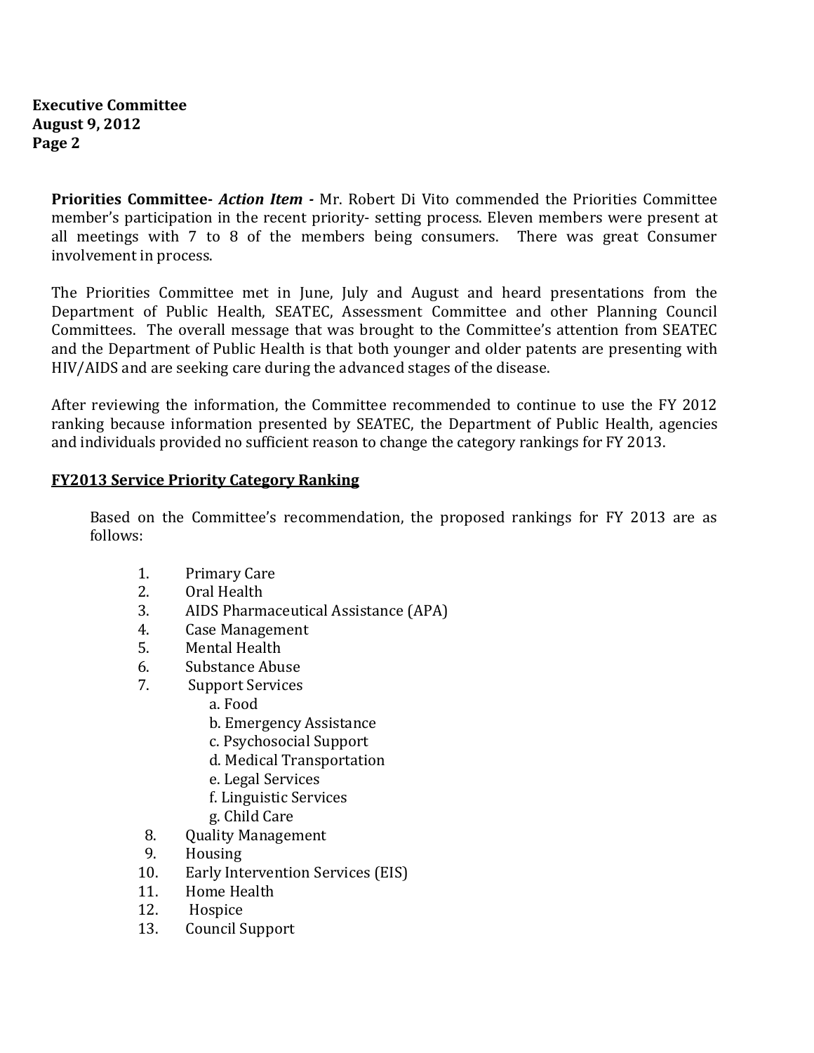**Priorities Committee-** ***Action Item*** **-** Mr. Robert Di Vito commended the Priorities Committee member's participation in the recent priority- setting process. Eleven members were present at all meetings with 7 to 8 of the members being consumers. There was great Consumer involvement in process.

The Priorities Committee met in June, July and August and heard presentations from the Department of Public Health, SEATEC, Assessment Committee and other Planning Council Committees. The overall message that was brought to the Committee's attention from SEATEC and the Department of Public Health is that both younger and older patents are presenting with HIV/AIDS and are seeking care during the advanced stages of the disease.

After reviewing the information, the Committee recommended to continue to use the FY 2012 ranking because information presented by SEATEC, the Department of Public Health, agencies and individuals provided no sufficient reason to change the category rankings for FY 2013.

**<u>FY2013 Service Priority Category Ranking</u>**

Based on the Committee's recommendation, the proposed rankings for FY 2013 are as follows:

1. Primary Care
2. Oral Health
3. AIDS Pharmaceutical Assistance (APA)
4. Case Management
5. Mental Health
6. Substance Abuse
7. Support Services
    a. Food
    b. Emergency Assistance
    c. Psychosocial Support
    d. Medical Transportation
    e. Legal Services
    f. Linguistic Services
    g. Child Care
8. Quality Management
9. Housing
10. Early Intervention Services (EIS)
11. Home Health
12. Hospice
13. Council Support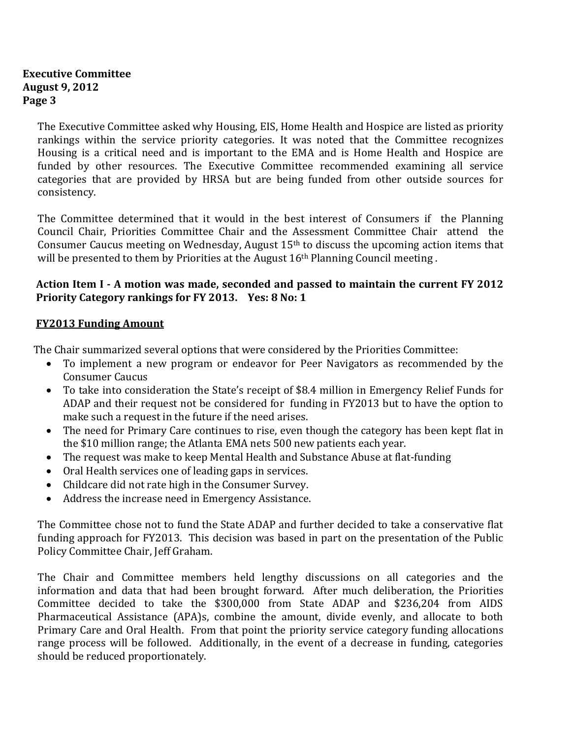The Executive Committee asked why Housing, EIS, Home Health and Hospice are listed as priority rankings within the service priority categories. It was noted that the Committee recognizes Housing is a critical need and is important to the EMA and is Home Health and Hospice are funded by other resources. The Executive Committee recommended examining all service categories that are provided by HRSA but are being funded from other outside sources for consistency.

The Committee determined that it would in the best interest of Consumers if the Planning Council Chair, Priorities Committee Chair and the Assessment Committee Chair attend the Consumer Caucus meeting on Wednesday, August 15th to discuss the upcoming action items that will be presented to them by Priorities at the August 16th Planning Council meeting .

**Action Item I - A motion was made, seconded and passed to maintain the current FY 2012 Priority Category rankings for FY 2013. Yes: 8 No: 1**

**FY2013 Funding Amount**

The Chair summarized several options that were considered by the Priorities Committee:

- To implement a new program or endeavor for Peer Navigators as recommended by the Consumer Caucus
- To take into consideration the State's receipt of $8.4 million in Emergency Relief Funds for ADAP and their request not be considered for funding in FY2013 but to have the option to make such a request in the future if the need arises.
- The need for Primary Care continues to rise, even though the category has been kept flat in the $10 million range; the Atlanta EMA nets 500 new patients each year.
- The request was make to keep Mental Health and Substance Abuse at flat-funding
- Oral Health services one of leading gaps in services.
- Childcare did not rate high in the Consumer Survey.
- Address the increase need in Emergency Assistance.

The Committee chose not to fund the State ADAP and further decided to take a conservative flat funding approach for FY2013. This decision was based in part on the presentation of the Public Policy Committee Chair, Jeff Graham.

The Chair and Committee members held lengthy discussions on all categories and the information and data that had been brought forward. After much deliberation, the Priorities Committee decided to take the $300,000 from State ADAP and $236,204 from AIDS Pharmaceutical Assistance (APA)s, combine the amount, divide evenly, and allocate to both Primary Care and Oral Health. From that point the priority service category funding allocations range process will be followed. Additionally, in the event of a decrease in funding, categories should be reduced proportionately.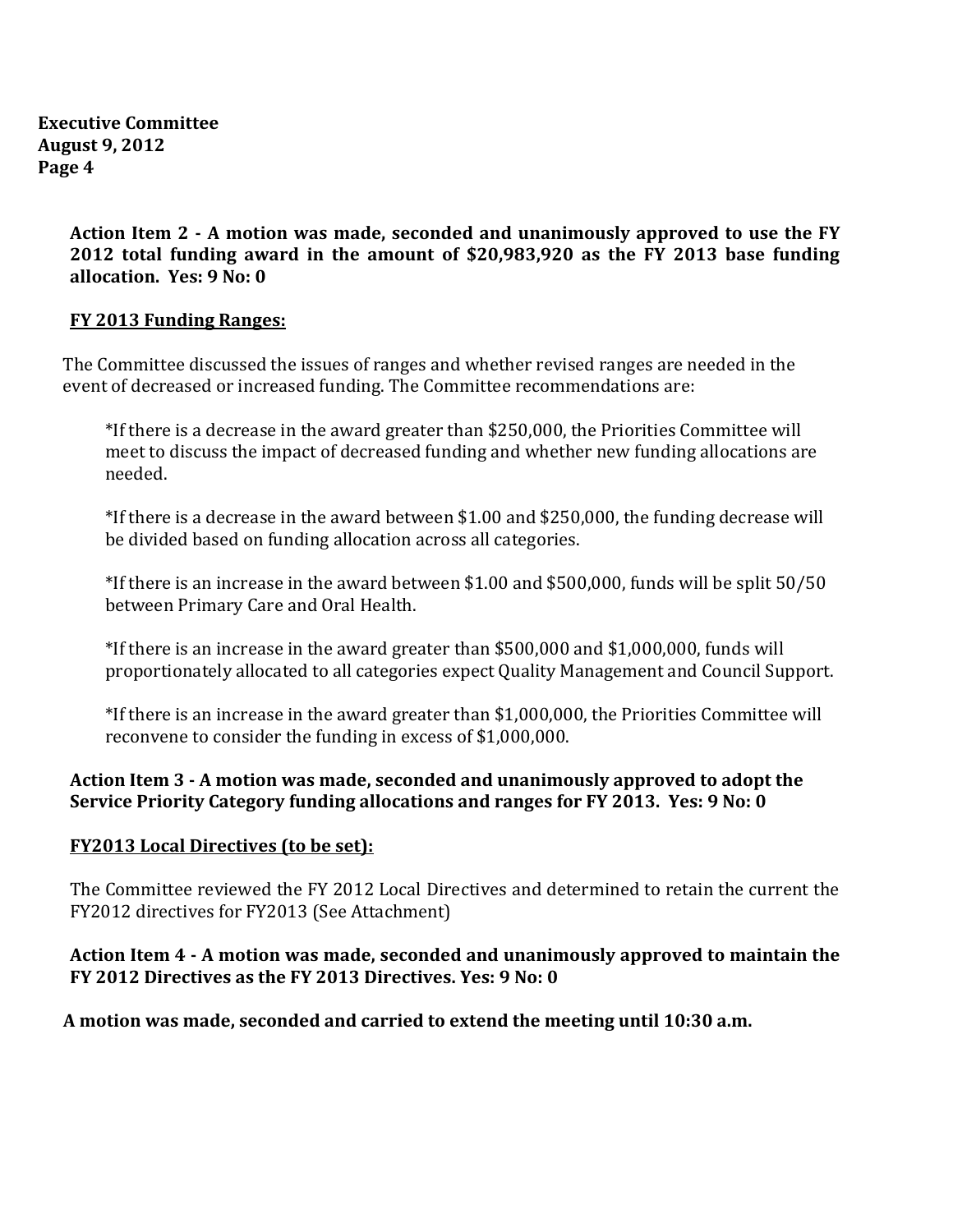**Action Item 2 - A motion was made, seconded and unanimously approved to use the FY 2012 total funding award in the amount of $20,983,920 as the FY 2013 base funding allocation. Yes: 9 No: 0**

**FY 2013 Funding Ranges:**

The Committee discussed the issues of ranges and whether revised ranges are needed in the event of decreased or increased funding. The Committee recommendations are:

*If there is a decrease in the award greater than $250,000, the Priorities Committee will meet to discuss the impact of decreased funding and whether new funding allocations are needed.

*If there is a decrease in the award between $1.00 and $250,000, the funding decrease will be divided based on funding allocation across all categories.

*If there is an increase in the award between $1.00 and $500,000, funds will be split 50/50 between Primary Care and Oral Health.

*If there is an increase in the award greater than $500,000 and $1,000,000, funds will proportionately allocated to all categories expect Quality Management and Council Support.

*If there is an increase in the award greater than $1,000,000, the Priorities Committee will reconvene to consider the funding in excess of $1,000,000.

**Action Item 3 - A motion was made, seconded and unanimously approved to adopt the Service Priority Category funding allocations and ranges for FY 2013. Yes: 9 No: 0**

**FY2013 Local Directives (to be set):**

The Committee reviewed the FY 2012 Local Directives and determined to retain the current the FY2012 directives for FY2013 (See Attachment)

**Action Item 4 - A motion was made, seconded and unanimously approved to maintain the FY 2012 Directives as the FY 2013 Directives. Yes: 9 No: 0**

**A motion was made, seconded and carried to extend the meeting until 10:30 a.m.**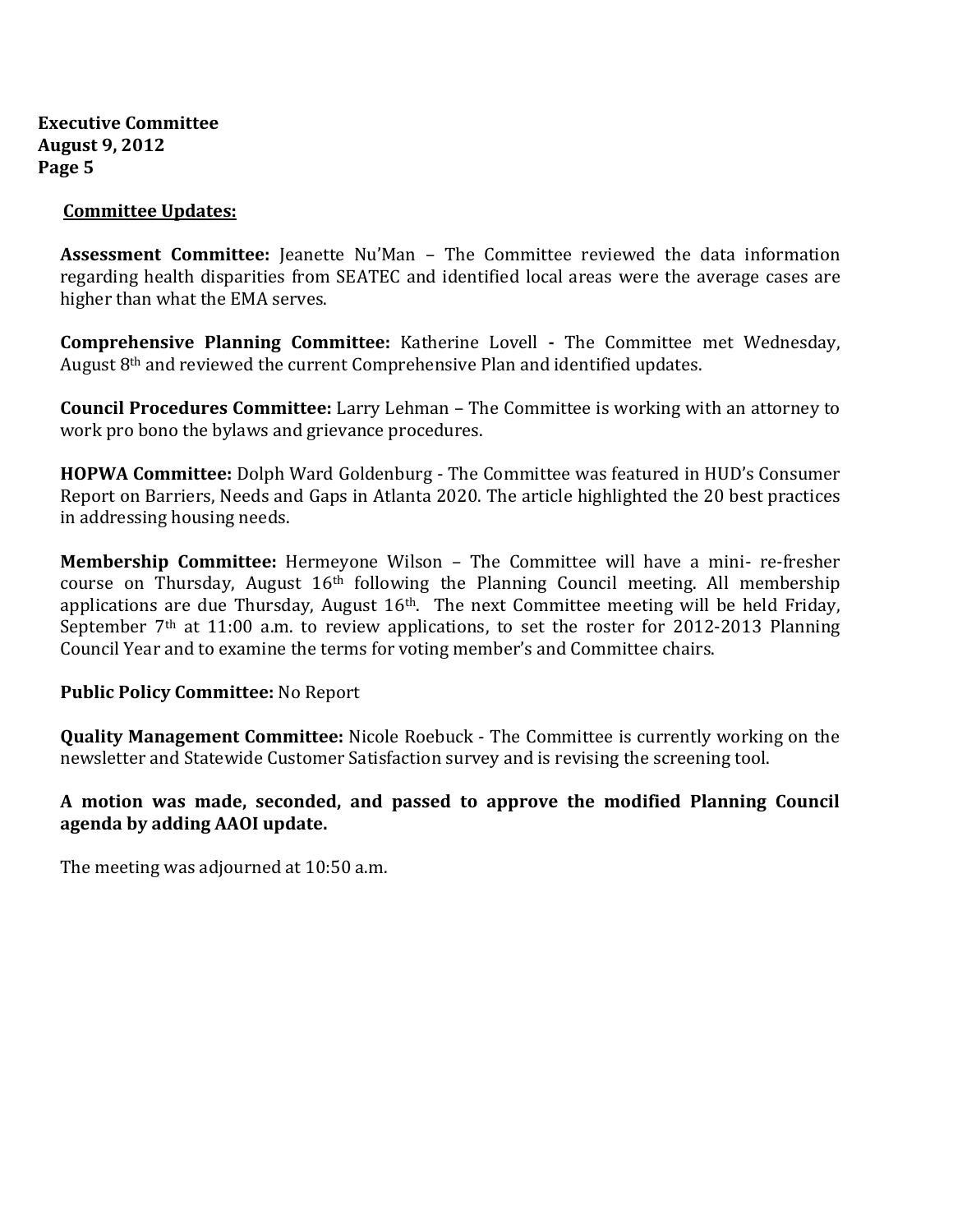**Committee Updates:**

**Assessment Committee:** Jeanette Nu'Man – The Committee reviewed the data information regarding health disparities from SEATEC and identified local areas were the average cases are higher than what the EMA serves.

**Comprehensive Planning Committee:** Katherine Lovell - The Committee met Wednesday, August 8th and reviewed the current Comprehensive Plan and identified updates.

**Council Procedures Committee:** Larry Lehman – The Committee is working with an attorney to work pro bono the bylaws and grievance procedures.

**HOPWA Committee:** Dolph Ward Goldenburg - The Committee was featured in HUD's Consumer Report on Barriers, Needs and Gaps in Atlanta 2020. The article highlighted the 20 best practices in addressing housing needs.

**Membership Committee:** Hermeyone Wilson – The Committee will have a mini- re-fresher course on Thursday, August 16th following the Planning Council meeting. All membership applications are due Thursday, August 16th. The next Committee meeting will be held Friday, September 7th at 11:00 a.m. to review applications, to set the roster for 2012-2013 Planning Council Year and to examine the terms for voting member's and Committee chairs.

**Public Policy Committee:** No Report

**Quality Management Committee:** Nicole Roebuck - The Committee is currently working on the newsletter and Statewide Customer Satisfaction survey and is revising the screening tool.

**A motion was made, seconded, and passed to approve the modified Planning Council agenda by adding AAOI update.**

The meeting was adjourned at 10:50 a.m.